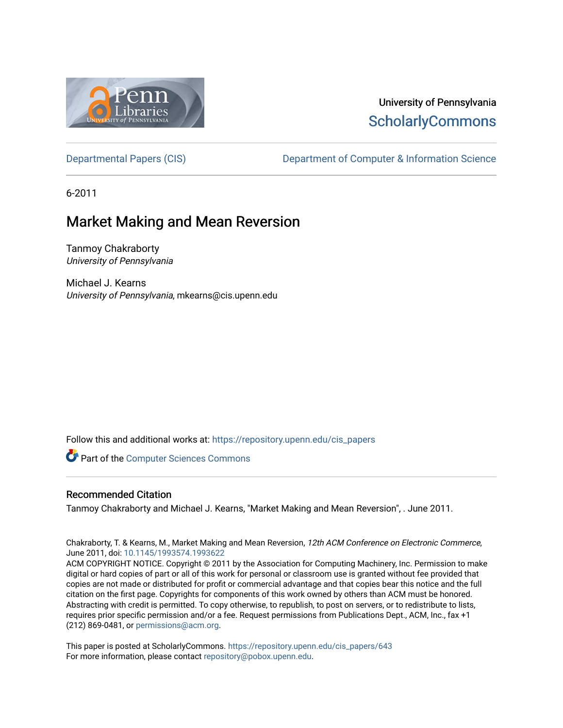University of Pennsylvania
ScholarlyCommons

Departmental Papers (CIS) | Department of Computer & Information Science

6-2011

# Market Making and Mean Reversion

Tanmoy Chakraborty
*University of Pennsylvania*

Michael J. Kearns
*University of Pennsylvania*, mkearns@cis.upenn.edu

Follow this and additional works at: https://repository.upenn.edu/cis_papers

Part of the Computer Sciences Commons

## Recommended Citation

Tanmoy Chakraborty and Michael J. Kearns, "Market Making and Mean Reversion", . June 2011.

Chakraborty, T. & Kearns, M., Market Making and Mean Reversion, *12th ACM Conference on Electronic Commerce*, June 2011, doi: 10.1145/1993574.1993622
ACM COPYRIGHT NOTICE. Copyright © 2011 by the Association for Computing Machinery, Inc. Permission to make digital or hard copies of part or all of this work for personal or classroom use is granted without fee provided that copies are not made or distributed for profit or commercial advantage and that copies bear this notice and the full citation on the first page. Copyrights for components of this work owned by others than ACM must be honored. Abstracting with credit is permitted. To copy otherwise, to republish, to post on servers, or to redistribute to lists, requires prior specific permission and/or a fee. Request permissions from Publications Dept., ACM, Inc., fax +1 (212) 869-0481, or permissions@acm.org.

This paper is posted at ScholarlyCommons. https://repository.upenn.edu/cis_papers/643
For more information, please contact repository@pobox.upenn.edu.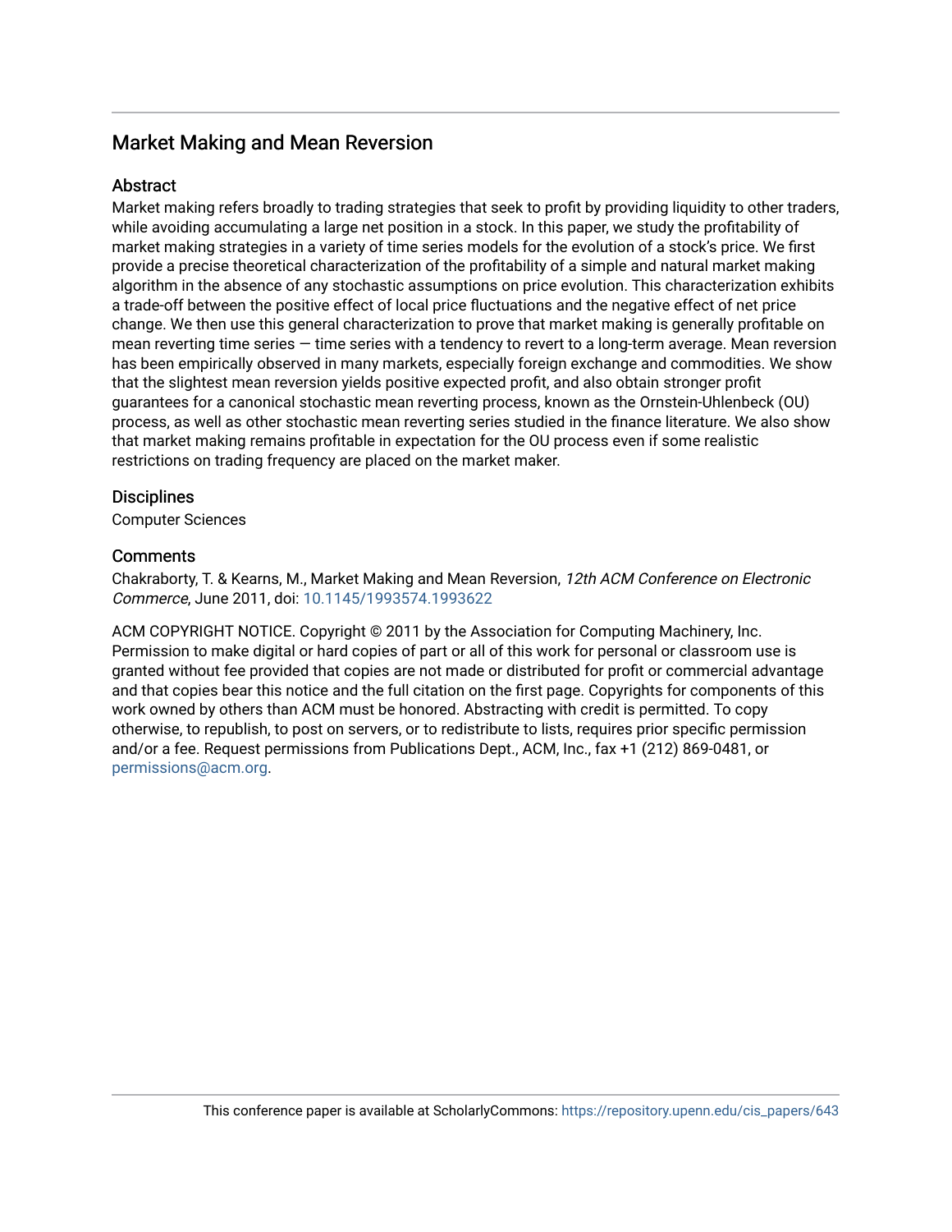## Market Making and Mean Reversion

### Abstract

Market making refers broadly to trading strategies that seek to profit by providing liquidity to other traders, while avoiding accumulating a large net position in a stock. In this paper, we study the profitability of market making strategies in a variety of time series models for the evolution of a stock's price. We first provide a precise theoretical characterization of the profitability of a simple and natural market making algorithm in the absence of any stochastic assumptions on price evolution. This characterization exhibits a trade-off between the positive effect of local price fluctuations and the negative effect of net price change. We then use this general characterization to prove that market making is generally profitable on mean reverting time series — time series with a tendency to revert to a long-term average. Mean reversion has been empirically observed in many markets, especially foreign exchange and commodities. We show that the slightest mean reversion yields positive expected profit, and also obtain stronger profit guarantees for a canonical stochastic mean reverting process, known as the Ornstein-Uhlenbeck (OU) process, as well as other stochastic mean reverting series studied in the finance literature. We also show that market making remains profitable in expectation for the OU process even if some realistic restrictions on trading frequency are placed on the market maker.

### Disciplines

Computer Sciences

### Comments

Chakraborty, T. & Kearns, M., Market Making and Mean Reversion, *12th ACM Conference on Electronic Commerce*, June 2011, doi: 10.1145/1993574.1993622

ACM COPYRIGHT NOTICE. Copyright © 2011 by the Association for Computing Machinery, Inc. Permission to make digital or hard copies of part or all of this work for personal or classroom use is granted without fee provided that copies are not made or distributed for profit or commercial advantage and that copies bear this notice and the full citation on the first page. Copyrights for components of this work owned by others than ACM must be honored. Abstracting with credit is permitted. To copy otherwise, to republish, to post on servers, or to redistribute to lists, requires prior specific permission and/or a fee. Request permissions from Publications Dept., ACM, Inc., fax +1 (212) 869-0481, or permissions@acm.org.

This conference paper is available at ScholarlyCommons: https://repository.upenn.edu/cis_papers/643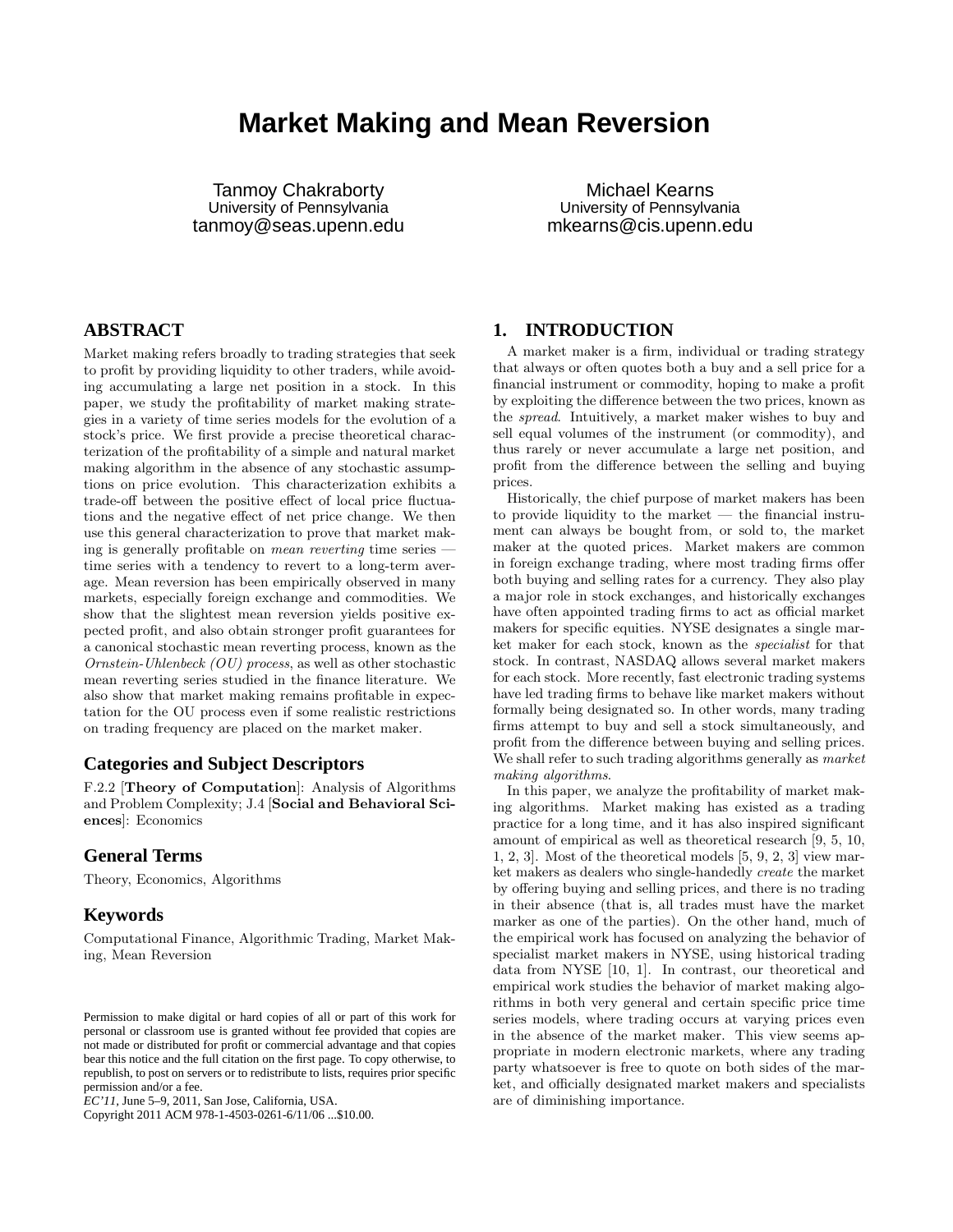# Market Making and Mean Reversion

Tanmoy Chakraborty
University of Pennsylvania
tanmoy@seas.upenn.edu

Michael Kearns
University of Pennsylvania
mkearns@cis.upenn.edu

## ABSTRACT

Market making refers broadly to trading strategies that seek to profit by providing liquidity to other traders, while avoiding accumulating a large net position in a stock. In this paper, we study the profitability of market making strategies in a variety of time series models for the evolution of a stock's price. We first provide a precise theoretical characterization of the profitability of a simple and natural market making algorithm in the absence of any stochastic assumptions on price evolution. This characterization exhibits a trade-off between the positive effect of local price fluctuations and the negative effect of net price change. We then use this general characterization to prove that market making is generally profitable on *mean reverting* time series — time series with a tendency to revert to a long-term average. Mean reversion has been empirically observed in many markets, especially foreign exchange and commodities. We show that the slightest mean reversion yields positive expected profit, and also obtain stronger profit guarantees for a canonical stochastic mean reverting process, known as the *Ornstein-Uhlenbeck (OU) process*, as well as other stochastic mean reverting series studied in the finance literature. We also show that market making remains profitable in expectation for the OU process even if some realistic restrictions on trading frequency are placed on the market maker.

### Categories and Subject Descriptors

F.2.2 [**Theory of Computation**]: Analysis of Algorithms and Problem Complexity; J.4 [**Social and Behavioral Sciences**]: Economics

### General Terms

Theory, Economics, Algorithms

### Keywords

Computational Finance, Algorithmic Trading, Market Making, Mean Reversion

Permission to make digital or hard copies of all or part of this work for personal or classroom use is granted without fee provided that copies are not made or distributed for profit or commercial advantage and that copies bear this notice and the full citation on the first page. To copy otherwise, to republish, to post on servers or to redistribute to lists, requires prior specific permission and/or a fee.
*EC'11*, June 5–9, 2011, San Jose, California, USA.
Copyright 2011 ACM 978-1-4503-0261-6/11/06 ...$10.00.

## 1. INTRODUCTION

A market maker is a firm, individual or trading strategy that always or often quotes both a buy and a sell price for a financial instrument or commodity, hoping to make a profit by exploiting the difference between the two prices, known as the *spread*. Intuitively, a market maker wishes to buy and sell equal volumes of the instrument (or commodity), and thus rarely or never accumulate a large net position, and profit from the difference between the selling and buying prices.

Historically, the chief purpose of market makers has been to provide liquidity to the market — the financial instrument can always be bought from, or sold to, the market maker at the quoted prices. Market makers are common in foreign exchange trading, where most trading firms offer both buying and selling rates for a currency. They also play a major role in stock exchanges, and historically exchanges have often appointed trading firms to act as official market makers for specific equities. NYSE designates a single market maker for each stock, known as the *specialist* for that stock. In contrast, NASDAQ allows several market makers for each stock. More recently, fast electronic trading systems have led trading firms to behave like market makers without formally being designated so. In other words, many trading firms attempt to buy and sell a stock simultaneously, and profit from the difference between buying and selling prices. We shall refer to such trading algorithms generally as *market making algorithms*.

In this paper, we analyze the profitability of market making algorithms. Market making has existed as a trading practice for a long time, and it has also inspired significant amount of empirical as well as theoretical research [9, 5, 10, 1, 2, 3]. Most of the theoretical models [5, 9, 2, 3] view market makers as dealers who single-handedly *create* the market by offering buying and selling prices, and there is no trading in their absence (that is, all trades must have the market marker as one of the parties). On the other hand, much of the empirical work has focused on analyzing the behavior of specialist market makers in NYSE, using historical trading data from NYSE [10, 1]. In contrast, our theoretical and empirical work studies the behavior of market making algorithms in both very general and certain specific price time series models, where trading occurs at varying prices even in the absence of the market maker. This view seems appropriate in modern electronic markets, where any trading party whatsoever is free to quote on both sides of the market, and officially designated market makers and specialists are of diminishing importance.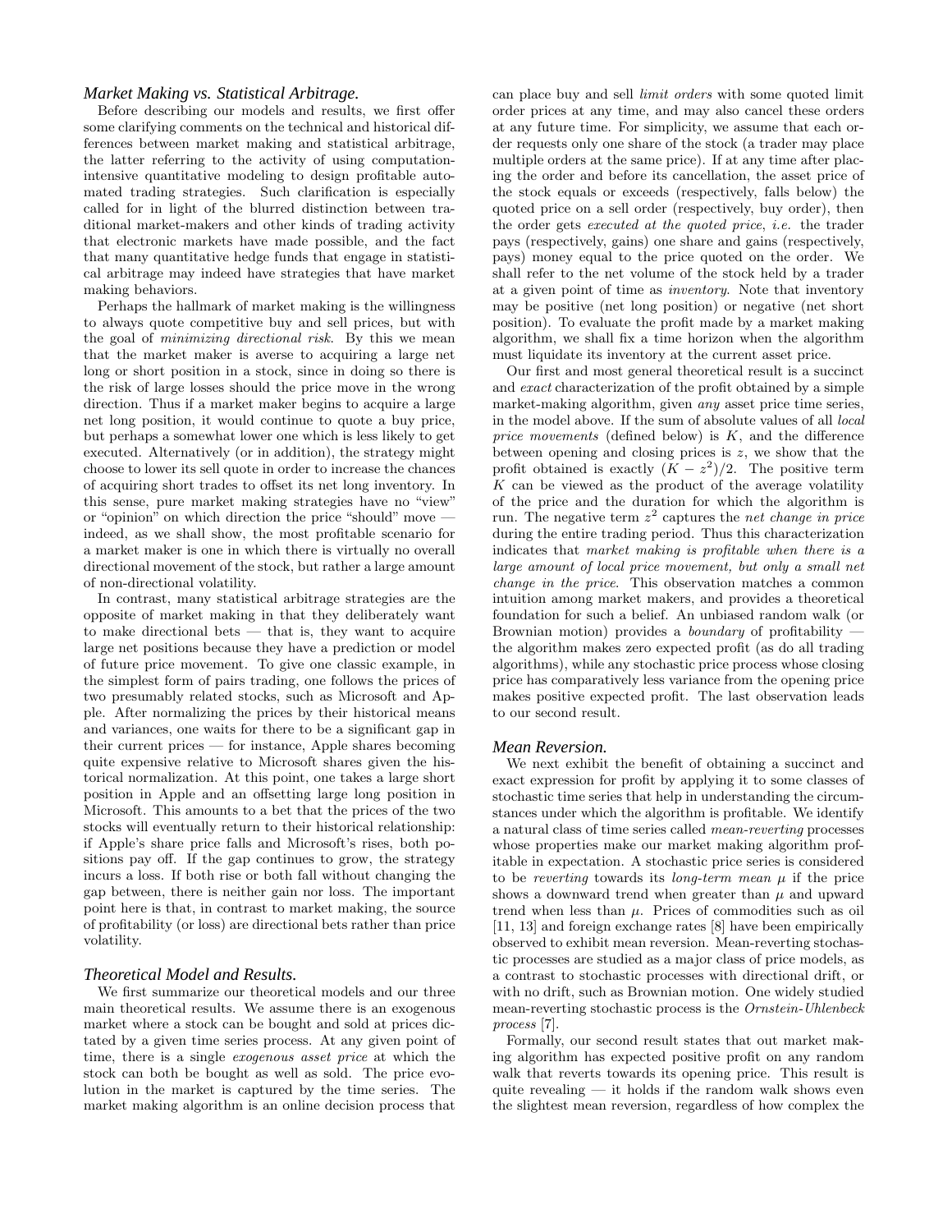### *Market Making vs. Statistical Arbitrage.*

Before describing our models and results, we first offer some clarifying comments on the technical and historical differences between market making and statistical arbitrage, the latter referring to the activity of using computation-intensive quantitative modeling to design profitable automated trading strategies. Such clarification is especially called for in light of the blurred distinction between traditional market-makers and other kinds of trading activity that electronic markets have made possible, and the fact that many quantitative hedge funds that engage in statistical arbitrage may indeed have strategies that have market making behaviors.

Perhaps the hallmark of market making is the willingness to always quote competitive buy and sell prices, but with the goal of *minimizing directional risk*. By this we mean that the market maker is averse to acquiring a large net long or short position in a stock, since in doing so there is the risk of large losses should the price move in the wrong direction. Thus if a market maker begins to acquire a large net long position, it would continue to quote a buy price, but perhaps a somewhat lower one which is less likely to get executed. Alternatively (or in addition), the strategy might choose to lower its sell quote in order to increase the chances of acquiring short trades to offset its net long inventory. In this sense, pure market making strategies have no "view" or "opinion" on which direction the price "should" move — indeed, as we shall show, the most profitable scenario for a market maker is one in which there is virtually no overall directional movement of the stock, but rather a large amount of non-directional volatility.

In contrast, many statistical arbitrage strategies are the opposite of market making in that they deliberately want to make directional bets — that is, they want to acquire large net positions because they have a prediction or model of future price movement. To give one classic example, in the simplest form of pairs trading, one follows the prices of two presumably related stocks, such as Microsoft and Apple. After normalizing the prices by their historical means and variances, one waits for there to be a significant gap in their current prices — for instance, Apple shares becoming quite expensive relative to Microsoft shares given the historical normalization. At this point, one takes a large short position in Apple and an offsetting large long position in Microsoft. This amounts to a bet that the prices of the two stocks will eventually return to their historical relationship: if Apple's share price falls and Microsoft's rises, both positions pay off. If the gap continues to grow, the strategy incurs a loss. If both rise or both fall without changing the gap between, there is neither gain nor loss. The important point here is that, in contrast to market making, the source of profitability (or loss) are directional bets rather than price volatility.

### *Theoretical Model and Results.*

We first summarize our theoretical models and our three main theoretical results. We assume there is an exogenous market where a stock can be bought and sold at prices dictated by a given time series process. At any given point of time, there is a single *exogenous asset price* at which the stock can both be bought as well as sold. The price evolution in the market is captured by the time series. The market making algorithm is an online decision process that can place buy and sell *limit orders* with some quoted limit order prices at any time, and may also cancel these orders at any future time. For simplicity, we assume that each order requests only one share of the stock (a trader may place multiple orders at the same price). If at any time after placing the order and before its cancellation, the asset price of the stock equals or exceeds (respectively, falls below) the quoted price on a sell order (respectively, buy order), then the order gets *executed at the quoted price*, *i.e.* the trader pays (respectively, gains) one share and gains (respectively, pays) money equal to the price quoted on the order. We shall refer to the net volume of the stock held by a trader at a given point of time as *inventory*. Note that inventory may be positive (net long position) or negative (net short position). To evaluate the profit made by a market making algorithm, we shall fix a time horizon when the algorithm must liquidate its inventory at the current asset price.

Our first and most general theoretical result is a succinct and *exact* characterization of the profit obtained by a simple market-making algorithm, given *any* asset price time series, in the model above. If the sum of absolute values of all *local price movements* (defined below) is $K$, and the difference between opening and closing prices is $z$, we show that the profit obtained is exactly $(K - z^2)/2$. The positive term $K$ can be viewed as the product of the average volatility of the price and the duration for which the algorithm is run. The negative term $z^2$ captures the *net change in price* during the entire trading period. Thus this characterization indicates that *market making is profitable when there is a large amount of local price movement, but only a small net change in the price.* This observation matches a common intuition among market makers, and provides a theoretical foundation for such a belief. An unbiased random walk (or Brownian motion) provides a *boundary* of profitability — the algorithm makes zero expected profit (as do all trading algorithms), while any stochastic price process whose closing price has comparatively less variance from the opening price makes positive expected profit. The last observation leads to our second result.

### *Mean Reversion.*

We next exhibit the benefit of obtaining a succinct and exact expression for profit by applying it to some classes of stochastic time series that help in understanding the circumstances under which the algorithm is profitable. We identify a natural class of time series called *mean-reverting* processes whose properties make our market making algorithm profitable in expectation. A stochastic price series is considered to be *reverting* towards its *long-term mean* $\mu$ if the price shows a downward trend when greater than $\mu$ and upward trend when less than $\mu$. Prices of commodities such as oil [11, 13] and foreign exchange rates [8] have been empirically observed to exhibit mean reversion. Mean-reverting stochastic processes are studied as a major class of price models, as a contrast to stochastic processes with directional drift, or with no drift, such as Brownian motion. One widely studied mean-reverting stochastic process is the *Ornstein-Uhlenbeck process* [7].

Formally, our second result states that out market making algorithm has expected positive profit on any random walk that reverts towards its opening price. This result is quite revealing — it holds if the random walk shows even the slightest mean reversion, regardless of how complex the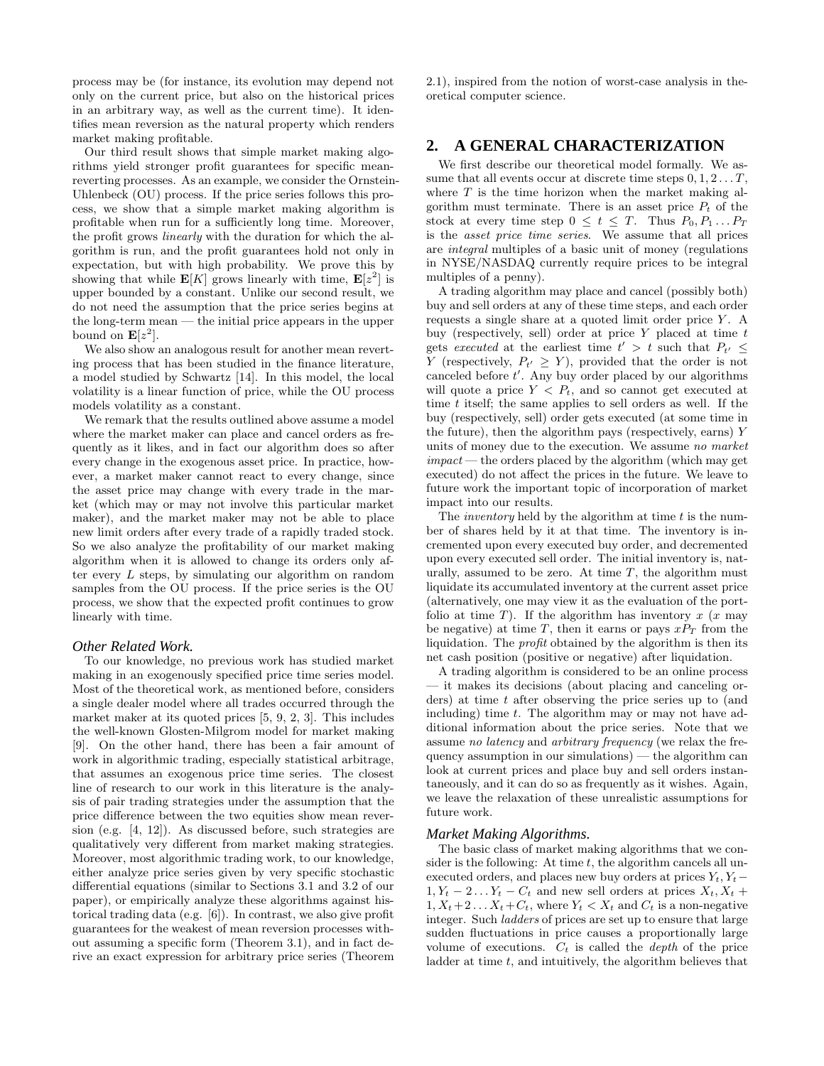process may be (for instance, its evolution may depend not only on the current price, but also on the historical prices in an arbitrary way, as well as the current time). It identifies mean reversion as the natural property which renders market making profitable.

Our third result shows that simple market making algorithms yield stronger profit guarantees for specific mean-reverting processes. As an example, we consider the Ornstein-Uhlenbeck (OU) process. If the price series follows this process, we show that a simple market making algorithm is profitable when run for a sufficiently long time. Moreover, the profit grows *linearly* with the duration for which the algorithm is run, and the profit guarantees hold not only in expectation, but with high probability. We prove this by showing that while $\mathbf{E}[K]$ grows linearly with time, $\mathbf{E}[z^2]$ is upper bounded by a constant. Unlike our second result, we do not need the assumption that the price series begins at the long-term mean — the initial price appears in the upper bound on $\mathbf{E}[z^2]$.

We also show an analogous result for another mean reverting process that has been studied in the finance literature, a model studied by Schwartz [14]. In this model, the local volatility is a linear function of price, while the OU process models volatility as a constant.

We remark that the results outlined above assume a model where the market maker can place and cancel orders as frequently as it likes, and in fact our algorithm does so after every change in the exogenous asset price. In practice, however, a market maker cannot react to every change, since the asset price may change with every trade in the market (which may or may not involve this particular market maker), and the market maker may not be able to place new limit orders after every trade of a rapidly traded stock. So we also analyze the profitability of our market making algorithm when it is allowed to change its orders only after every $L$ steps, by simulating our algorithm on random samples from the OU process. If the price series is the OU process, we show that the expected profit continues to grow linearly with time.

### *Other Related Work.*

To our knowledge, no previous work has studied market making in an exogenously specified price time series model. Most of the theoretical work, as mentioned before, considers a single dealer model where all trades occurred through the market maker at its quoted prices [5, 9, 2, 3]. This includes the well-known Glosten-Milgrom model for market making [9]. On the other hand, there has been a fair amount of work in algorithmic trading, especially statistical arbitrage, that assumes an exogenous price time series. The closest line of research to our work in this literature is the analysis of pair trading strategies under the assumption that the price difference between the two equities show mean reversion (e.g. [4, 12]). As discussed before, such strategies are qualitatively very different from market making strategies. Moreover, most algorithmic trading work, to our knowledge, either analyze price series given by very specific stochastic differential equations (similar to Sections 3.1 and 3.2 of our paper), or empirically analyze these algorithms against historical trading data (e.g. [6]). In contrast, we also give profit guarantees for the weakest of mean reversion processes without assuming a specific form (Theorem 3.1), and in fact derive an exact expression for arbitrary price series (Theorem 2.1), inspired from the notion of worst-case analysis in theoretical computer science.

## 2. A GENERAL CHARACTERIZATION

We first describe our theoretical model formally. We assume that all events occur at discrete time steps $0, 1, 2 \ldots T$, where $T$ is the time horizon when the market making algorithm must terminate. There is an asset price $P_t$ of the stock at every time step $0 \leq t \leq T$. Thus $P_0, P_1 \ldots P_T$ is the *asset price time series*. We assume that all prices are *integral* multiples of a basic unit of money (regulations in NYSE/NASDAQ currently require prices to be integral multiples of a penny).

A trading algorithm may place and cancel (possibly both) buy and sell orders at any of these time steps, and each order requests a single share at a quoted limit order price $Y$. A buy (respectively, sell) order at price $Y$ placed at time $t$ gets *executed* at the earliest time $t' > t$ such that $P_{t'} \leq Y$ (respectively, $P_{t'} \geq Y$), provided that the order is not canceled before $t'$. Any buy order placed by our algorithms will quote a price $Y < P_t$, and so cannot get executed at time $t$ itself; the same applies to sell orders as well. If the buy (respectively, sell) order gets executed (at some time in the future), then the algorithm pays (respectively, earns) $Y$ units of money due to the execution. We assume *no market impact* — the orders placed by the algorithm (which may get executed) do not affect the prices in the future. We leave to future work the important topic of incorporation of market impact into our results.

The *inventory* held by the algorithm at time $t$ is the number of shares held by it at that time. The inventory is incremented upon every executed buy order, and decremented upon every executed sell order. The initial inventory is, naturally, assumed to be zero. At time $T$, the algorithm must liquidate its accumulated inventory at the current asset price (alternatively, one may view it as the evaluation of the portfolio at time $T$). If the algorithm has inventory $x$ ($x$ may be negative) at time $T$, then it earns or pays $xP_T$ from the liquidation. The *profit* obtained by the algorithm is then its net cash position (positive or negative) after liquidation.

A trading algorithm is considered to be an online process — it makes its decisions (about placing and canceling orders) at time $t$ after observing the price series up to (and including) time $t$. The algorithm may or may not have additional information about the price series. Note that we assume *no latency* and *arbitrary frequency* (we relax the frequency assumption in our simulations) — the algorithm can look at current prices and place buy and sell orders instantaneously, and it can do so as frequently as it wishes. Again, we leave the relaxation of these unrealistic assumptions for future work.

### *Market Making Algorithms.*

The basic class of market making algorithms that we consider is the following: At time $t$, the algorithm cancels all unexecuted orders, and places new buy orders at prices $Y_t, Y_t - 1, Y_t - 2 \ldots Y_t - C_t$ and new sell orders at prices $X_t, X_t + 1, X_t + 2 \ldots X_t + C_t$, where $Y_t < X_t$ and $C_t$ is a non-negative integer. Such *ladders* of prices are set up to ensure that large sudden fluctuations in price causes a proportionally large volume of executions. $C_t$ is called the *depth* of the price ladder at time $t$, and intuitively, the algorithm believes that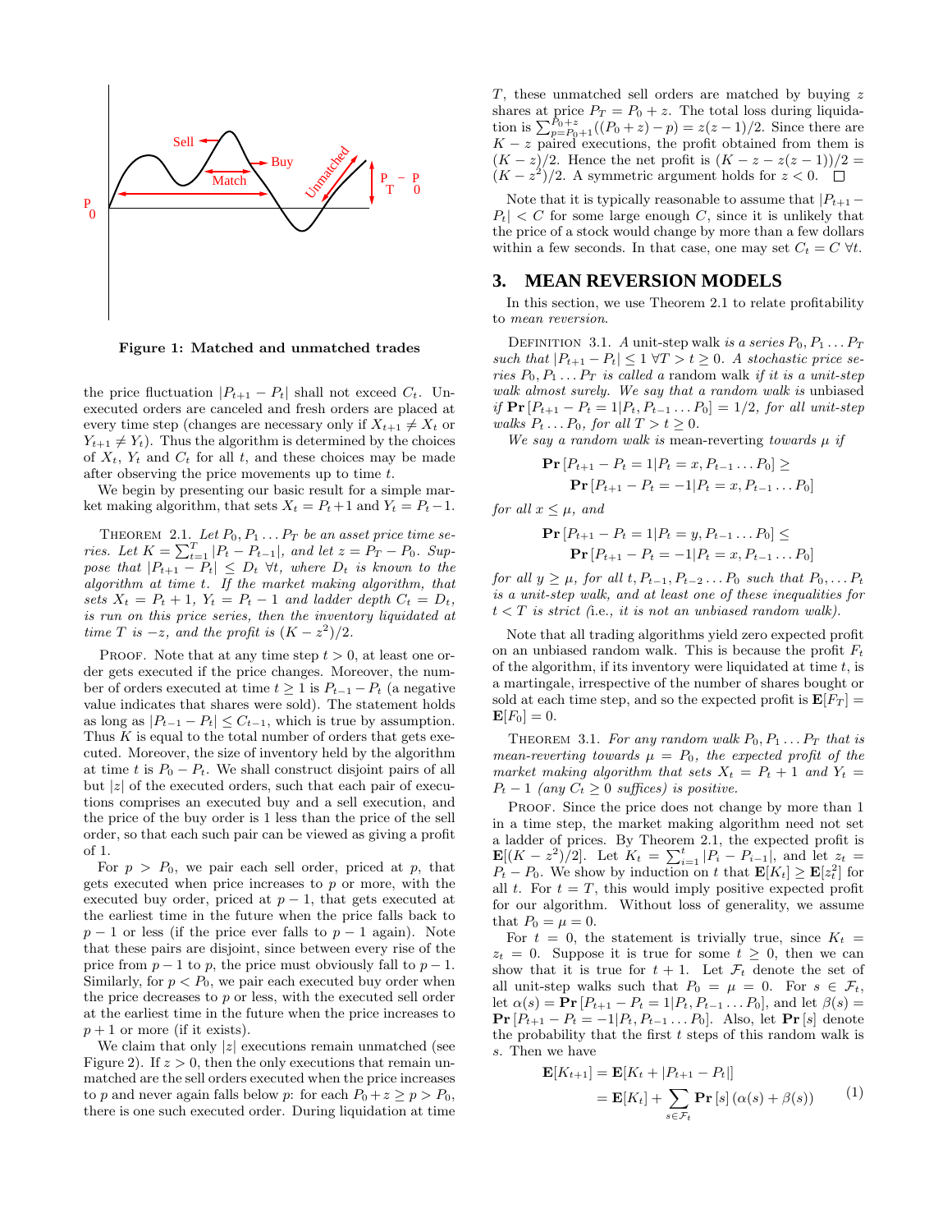**Figure 1: Matched and unmatched trades**

the price fluctuation $|P_{t+1} - P_t|$ shall not exceed $C_t$. Unexecuted orders are canceled and fresh orders are placed at every time step (changes are necessary only if $X_{t+1} \neq X_t$ or $Y_{t+1} \neq Y_t$). Thus the algorithm is determined by the choices of $X_t$, $Y_t$ and $C_t$ for all $t$, and these choices may be made after observing the price movements up to time $t$.

We begin by presenting our basic result for a simple market making algorithm, that sets $X_t = P_t + 1$ and $Y_t = P_t - 1$.

Theorem 2.1. *Let $P_0, P_1 \dots P_T$ be an asset price time series. Let $K = \sum_{t=1}^{T} |P_t - P_{t-1}|$, and let $z = P_T - P_0$. Suppose that $|P_{t+1} - P_t| \leq D_t \ \forall t$, where $D_t$ is known to the algorithm at time $t$. If the market making algorithm, that sets $X_t = P_t + 1$, $Y_t = P_t - 1$ and ladder depth $C_t = D_t$, is run on this price series, then the inventory liquidated at time $T$ is $-z$, and the profit is $(K - z^2)/2$.*

Proof. Note that at any time step $t > 0$, at least one order gets executed if the price changes. Moreover, the number of orders executed at time $t \geq 1$ is $P_{t-1} - P_t$ (a negative value indicates that shares were sold). The statement holds as long as $|P_{t-1} - P_t| \leq C_{t-1}$, which is true by assumption. Thus $K$ is equal to the total number of orders that gets executed. Moreover, the size of inventory held by the algorithm at time $t$ is $P_0 - P_t$. We shall construct disjoint pairs of all but $|z|$ of the executed orders, such that each pair of executions comprises an executed buy and a sell execution, and the price of the buy order is 1 less than the price of the sell order, so that each such pair can be viewed as giving a profit of 1.

For $p > P_0$, we pair each sell order, priced at $p$, that gets executed when price increases to $p$ or more, with the executed buy order, priced at $p - 1$, that gets executed at the earliest time in the future when the price falls back to $p - 1$ or less (if the price ever falls to $p - 1$ again). Note that these pairs are disjoint, since between every rise of the price from $p - 1$ to $p$, the price must obviously fall to $p - 1$. Similarly, for $p < P_0$, we pair each executed buy order when the price decreases to $p$ or less, with the executed sell order at the earliest time in the future when the price increases to $p + 1$ or more (if it exists).

We claim that only $|z|$ executions remain unmatched (see Figure 2). If $z > 0$, then the only executions that remain unmatched are the sell orders executed when the price increases to $p$ and never again falls below $p$: for each $P_0 + z \geq p > P_0$, there is one such executed order. During liquidation at time $T$, these unmatched sell orders are matched by buying $z$ shares at price $P_T = P_0 + z$. The total loss during liquidation is $\sum_{p=P_0+1}^{P_0+z}((P_0 + z) - p) = z(z-1)/2$. Since there are $K - z$ paired executions, the profit obtained from them is $(K - z)/2$. Hence the net profit is $(K - z - z(z-1))/2 = (K - z^2)/2$. A symmetric argument holds for $z < 0$. $\square$

Note that it is typically reasonable to assume that $|P_{t+1} - P_t| < C$ for some large enough $C$, since it is unlikely that the price of a stock would change by more than a few dollars within a few seconds. In that case, one may set $C_t = C \ \forall t$.

## 3. MEAN REVERSION MODELS

In this section, we use Theorem 2.1 to relate profitability to *mean reversion*.

Definition 3.1. *A* unit-step walk *is a series $P_0, P_1 \dots P_T$ such that $|P_{t+1} - P_t| \leq 1 \ \forall T > t \geq 0$. A stochastic price series $P_0, P_1 \dots P_T$ is called a* random walk *if it is a unit-step walk almost surely. We say that a random walk is* unbiased *if $\mathbf{Pr}\left[P_{t+1} - P_t = 1 | P_t, P_{t-1} \dots P_0\right] = 1/2$, for all unit-step walks $P_t \dots P_0$, for all $T > t \geq 0$.*

*We say a random walk is* mean-reverting *towards $\mu$ if*

$$\mathbf{Pr}\left[P_{t+1} - P_t = 1 | P_t = x, P_{t-1} \dots P_0\right] \geq \mathbf{Pr}\left[P_{t+1} - P_t = -1 | P_t = x, P_{t-1} \dots P_0\right]$$

*for all $x \leq \mu$, and*

$$\mathbf{Pr}\left[P_{t+1} - P_t = 1 | P_t = y, P_{t-1} \dots P_0\right] \leq \mathbf{Pr}\left[P_{t+1} - P_t = -1 | P_t = x, P_{t-1} \dots P_0\right]$$

*for all $y \geq \mu$, for all $t, P_{t-1}, P_{t-2} \dots P_0$ such that $P_0, \dots P_t$ is a unit-step walk, and at least one of these inequalities for $t < T$ is strict (*i.e., *it is not an unbiased random walk).*

Note that all trading algorithms yield zero expected profit on an unbiased random walk. This is because the profit $F_t$ of the algorithm, if its inventory were liquidated at time $t$, is a martingale, irrespective of the number of shares bought or sold at each time step, and so the expected profit is $\mathbf{E}[F_T] = \mathbf{E}[F_0] = 0$.

Theorem 3.1. *For any random walk $P_0, P_1 \dots P_T$ that is mean-reverting towards $\mu = P_0$, the expected profit of the market making algorithm that sets $X_t = P_t + 1$ and $Y_t = P_t - 1$ (any $C_t \geq 0$ suffices) is positive.*

Proof. Since the price does not change by more than 1 in a time step, the market making algorithm need not set a ladder of prices. By Theorem 2.1, the expected profit is $\mathbf{E}[(K - z^2)/2]$. Let $K_t = \sum_{i=1}^{t} |P_i - P_{i-1}|$, and let $z_t = P_t - P_0$. We show by induction on $t$ that $\mathbf{E}[K_t] \geq \mathbf{E}[z_t^2]$ for all $t$. For $t = T$, this would imply positive expected profit for our algorithm. Without loss of generality, we assume that $P_0 = \mu = 0$.

For $t = 0$, the statement is trivially true, since $K_t = z_t = 0$. Suppose it is true for some $t \geq 0$, then we can show that it is true for $t + 1$. Let $\mathcal{F}_t$ denote the set of all unit-step walks such that $P_0 = \mu = 0$. For $s \in \mathcal{F}_t$, let $\alpha(s) = \mathbf{Pr}\left[P_{t+1} - P_t = 1 | P_t, P_{t-1} \dots P_0\right]$, and let $\beta(s) = \mathbf{Pr}\left[P_{t+1} - P_t = -1 | P_t, P_{t-1} \dots P_0\right]$. Also, let $\mathbf{Pr}\left[s\right]$ denote the probability that the first $t$ steps of this random walk is $s$. Then we have

$$\begin{aligned}\mathbf{E}[K_{t+1}] &= \mathbf{E}[K_t + |P_{t+1} - P_t|] \\ &= \mathbf{E}[K_t] + \sum_{s \in \mathcal{F}_t} \mathbf{Pr}\left[s\right](\alpha(s) + \beta(s))\end{aligned} \tag{1}$$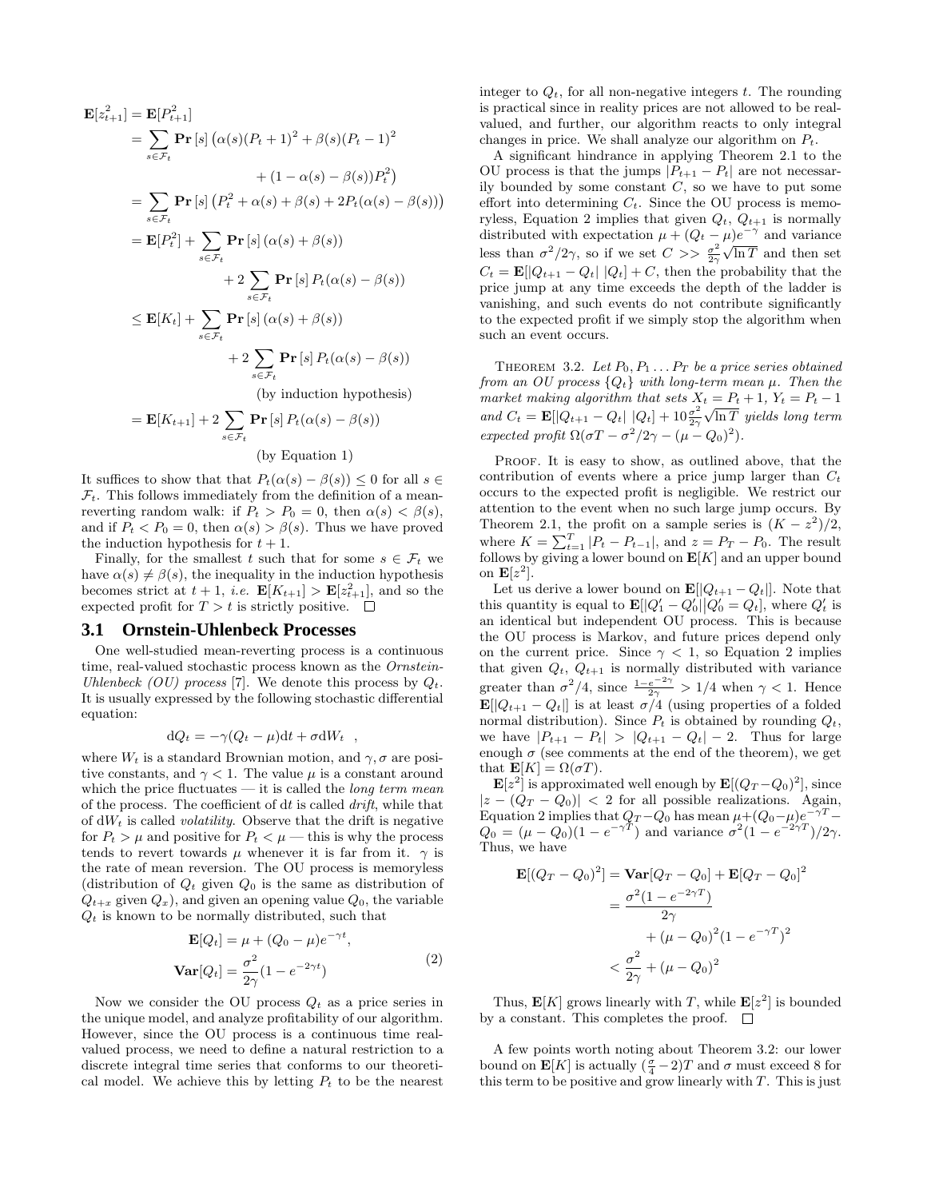$$
\begin{aligned}
\mathbf{E}[z_{t+1}^2] &= \mathbf{E}[P_{t+1}^2] \\
&= \sum_{s \in \mathcal{F}_t} \mathbf{Pr}[s] \big(\alpha(s)(P_t+1)^2 + \beta(s)(P_t-1)^2 \\
&\qquad\qquad + (1-\alpha(s)-\beta(s))P_t^2\big) \\
&= \sum_{s \in \mathcal{F}_t} \mathbf{Pr}[s] \left(P_t^2 + \alpha(s) + \beta(s) + 2P_t(\alpha(s)-\beta(s))\right) \\
&= \mathbf{E}[P_t^2] + \sum_{s \in \mathcal{F}_t} \mathbf{Pr}[s] (\alpha(s)+\beta(s)) \\
&\qquad\qquad + 2\sum_{s \in \mathcal{F}_t} \mathbf{Pr}[s] P_t(\alpha(s)-\beta(s)) \\
&\leq \mathbf{E}[K_t] + \sum_{s \in \mathcal{F}_t} \mathbf{Pr}[s] (\alpha(s)+\beta(s)) \\
&\qquad\qquad + 2\sum_{s \in \mathcal{F}_t} \mathbf{Pr}[s] P_t(\alpha(s)-\beta(s)) \\
&\qquad\qquad \text{(by induction hypothesis)} \\
&= \mathbf{E}[K_{t+1}] + 2\sum_{s \in \mathcal{F}_t} \mathbf{Pr}[s] P_t(\alpha(s)-\beta(s)) \\
&\qquad\qquad \text{(by Equation 1)}
\end{aligned}
$$

It suffices to show that that $P_t(\alpha(s) - \beta(s)) \leq 0$ for all $s \in \mathcal{F}_t$. This follows immediately from the definition of a mean-reverting random walk: if $P_t > P_0 = 0$, then $\alpha(s) < \beta(s)$, and if $P_t < P_0 = 0$, then $\alpha(s) > \beta(s)$. Thus we have proved the induction hypothesis for $t+1$.

Finally, for the smallest $t$ such that for some $s \in \mathcal{F}_t$ we have $\alpha(s) \neq \beta(s)$, the inequality in the induction hypothesis becomes strict at $t+1$, *i.e.* $\mathbf{E}[K_{t+1}] > \mathbf{E}[z_{t+1}^2]$, and so the expected profit for $T > t$ is strictly positive. $\square$

### 3.1 Ornstein-Uhlenbeck Processes

One well-studied mean-reverting process is a continuous time, real-valued stochastic process known as the *Ornstein-Uhlenbeck (OU) process* [7]. We denote this process by $Q_t$. It is usually expressed by the following stochastic differential equation:

$$
\mathrm{d}Q_t = -\gamma(Q_t - \mu)\mathrm{d}t + \sigma \mathrm{d}W_t \quad ,
$$

where $W_t$ is a standard Brownian motion, and $\gamma, \sigma$ are positive constants, and $\gamma < 1$. The value $\mu$ is a constant around which the price fluctuates — it is called the *long term mean* of the process. The coefficient of $\mathrm{d}t$ is called *drift*, while that of $\mathrm{d}W_t$ is called *volatility*. Observe that the drift is negative for $P_t > \mu$ and positive for $P_t < \mu$ — this is why the process tends to revert towards $\mu$ whenever it is far from it. $\gamma$ is the rate of mean reversion. The OU process is memoryless (distribution of $Q_t$ given $Q_0$ is the same as distribution of $Q_{t+x}$ given $Q_x$), and given an opening value $Q_0$, the variable $Q_t$ is known to be normally distributed, such that

$$
\begin{aligned}
\mathbf{E}[Q_t] &= \mu + (Q_0 - \mu)e^{-\gamma t}, \\
\mathbf{Var}[Q_t] &= \frac{\sigma^2}{2\gamma}(1 - e^{-2\gamma t})
\end{aligned} \tag{2}
$$

Now we consider the OU process $Q_t$ as a price series in the unique model, and analyze profitability of our algorithm. However, since the OU process is a continuous time real-valued process, we need to define a natural restriction to a discrete integral time series that conforms to our theoretical model. We achieve this by letting $P_t$ to be the nearest integer to $Q_t$, for all non-negative integers $t$. The rounding is practical since in reality prices are not allowed to be real-valued, and further, our algorithm reacts to only integral changes in price. We shall analyze our algorithm on $P_t$.

A significant hindrance in applying Theorem 2.1 to the OU process is that the jumps $|P_{t+1} - P_t|$ are not necessarily bounded by some constant $C$, so we have to put some effort into determining $C_t$. Since the OU process is memoryless, Equation 2 implies that given $Q_t$, $Q_{t+1}$ is normally distributed with expectation $\mu + (Q_t - \mu)e^{-\gamma}$ and variance less than $\sigma^2/2\gamma$, so if we set $C >> \frac{\sigma^2}{2\gamma}\sqrt{\ln T}$ and then set $C_t = \mathbf{E}[|Q_{t+1} - Q_t| \; |Q_t] + C$, then the probability that the price jump at any time exceeds the depth of the ladder is vanishing, and such events do not contribute significantly to the expected profit if we simply stop the algorithm when such an event occurs.

THEOREM 3.2. *Let $P_0, P_1 \ldots P_T$ be a price series obtained from an OU process $\{Q_t\}$ with long-term mean $\mu$. Then the market making algorithm that sets $X_t = P_t + 1$, $Y_t = P_t - 1$ and $C_t = \mathbf{E}[|Q_{t+1} - Q_t| \; |Q_t] + 10\frac{\sigma^2}{2\gamma}\sqrt{\ln T}$ yields long term expected profit $\Omega(\sigma T - \sigma^2/2\gamma - (\mu - Q_0)^2)$.*

PROOF. It is easy to show, as outlined above, that the contribution of events where a price jump larger than $C_t$ occurs to the expected profit is negligible. We restrict our attention to the event when no such large jump occurs. By Theorem 2.1, the profit on a sample series is $(K - z^2)/2$, where $K = \sum_{t=1}^{T} |P_t - P_{t-1}|$, and $z = P_T - P_0$. The result follows by giving a lower bound on $\mathbf{E}[K]$ and an upper bound on $\mathbf{E}[z^2]$.

Let us derive a lower bound on $\mathbf{E}[|Q_{t+1} - Q_t|]$. Note that this quantity is equal to $\mathbf{E}[|Q_1' - Q_0'||Q_0' = Q_t]$, where $Q_t'$ is an identical but independent OU process. This is because the OU process is Markov, and future prices depend only on the current price. Since $\gamma < 1$, so Equation 2 implies that given $Q_t$, $Q_{t+1}$ is normally distributed with variance greater than $\sigma^2/4$, since $\frac{1-e^{-2\gamma}}{2\gamma} > 1/4$ when $\gamma < 1$. Hence $\mathbf{E}[|Q_{t+1} - Q_t|]$ is at least $\sigma/4$ (using properties of a folded normal distribution). Since $P_t$ is obtained by rounding $Q_t$, we have $|P_{t+1} - P_t| > |Q_{t+1} - Q_t| - 2$. Thus for large enough $\sigma$ (see comments at the end of the theorem), we get that $\mathbf{E}[K] = \Omega(\sigma T)$.

$\mathbf{E}[z^2]$ is approximated well enough by $\mathbf{E}[(Q_T - Q_0)^2]$, since $|z - (Q_T - Q_0)| < 2$ for all possible realizations. Again, Equation 2 implies that $Q_T - Q_0$ has mean $\mu + (Q_0 - \mu)e^{-\gamma T} - Q_0 = (\mu - Q_0)(1 - e^{-\gamma T})$ and variance $\sigma^2(1 - e^{-2\gamma T})/2\gamma$. Thus, we have

$$
\begin{aligned}
\mathbf{E}[(Q_T - Q_0)^2] &= \mathbf{Var}[Q_T - Q_0] + \mathbf{E}[Q_T - Q_0]^2 \\
&= \frac{\sigma^2(1 - e^{-2\gamma T})}{2\gamma} \\
&\qquad + (\mu - Q_0)^2(1 - e^{-\gamma T})^2 \\
&< \frac{\sigma^2}{2\gamma} + (\mu - Q_0)^2
\end{aligned}
$$

Thus, $\mathbf{E}[K]$ grows linearly with $T$, while $\mathbf{E}[z^2]$ is bounded by a constant. This completes the proof. $\square$

A few points worth noting about Theorem 3.2: our lower bound on $\mathbf{E}[K]$ is actually $(\frac{\sigma}{4} - 2)T$ and $\sigma$ must exceed 8 for this term to be positive and grow linearly with $T$. This is just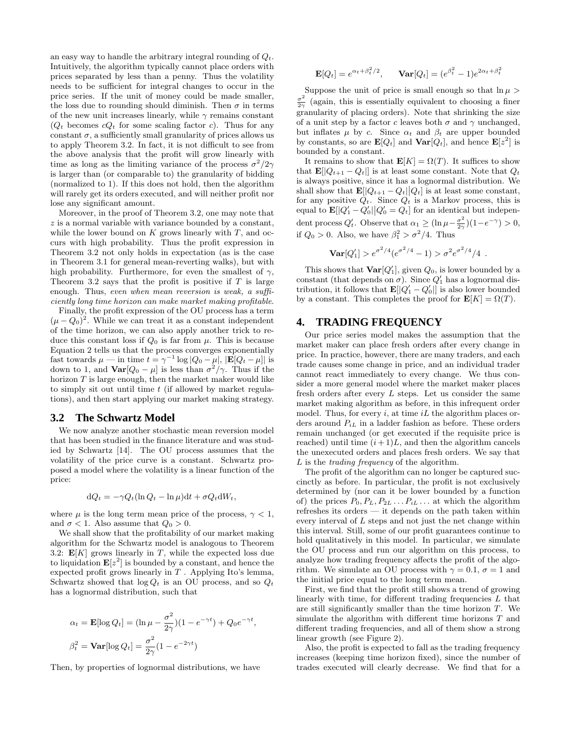an easy way to handle the arbitrary integral rounding of $Q_t$. Intuitively, the algorithm typically cannot place orders with prices separated by less than a penny. Thus the volatility needs to be sufficient for integral changes to occur in the price series. If the unit of money could be made smaller, the loss due to rounding should diminish. Then $\sigma$ in terms of the new unit increases linearly, while $\gamma$ remains constant ($Q_t$ becomes $cQ_t$ for some scaling factor $c$). Thus for any constant $\sigma$, a sufficiently small granularity of prices allows us to apply Theorem 3.2. In fact, it is not difficult to see from the above analysis that the profit will grow linearly with time as long as the limiting variance of the process $\sigma^2/2\gamma$ is larger than (or comparable to) the granularity of bidding (normalized to 1). If this does not hold, then the algorithm will rarely get its orders executed, and will neither profit nor lose any significant amount.

Moreover, in the proof of Theorem 3.2, one may note that $z$ is a normal variable with variance bounded by a constant, while the lower bound on $K$ grows linearly with $T$, and occurs with high probability. Thus the profit expression in Theorem 3.2 not only holds in expectation (as is the case in Theorem 3.1 for general mean-reverting walks), but with high probability. Furthermore, for even the smallest of $\gamma$, Theorem 3.2 says that the profit is positive if $T$ is large enough. Thus, *even when mean reversion is weak, a sufficiently long time horizon can make market making profitable.*

Finally, the profit expression of the OU process has a term $(\mu - Q_0)^2$. While we can treat it as a constant independent of the time horizon, we can also apply another trick to reduce this constant loss if $Q_0$ is far from $\mu$. This is because Equation 2 tells us that the process converges exponentially fast towards $\mu$ — in time $t = \gamma^{-1}\log|Q_0 - \mu|$, $|\mathbf{E}[Q_t - \mu]|$ is down to 1, and $\mathbf{Var}[Q_0 - \mu]$ is less than $\sigma^2/\gamma$. Thus if the horizon $T$ is large enough, then the market maker would like to simply sit out until time $t$ (if allowed by market regulations), and then start applying our market making strategy.

### 3.2 The Schwartz Model

We now analyze another stochastic mean reversion model that has been studied in the finance literature and was studied by Schwartz [14]. The OU process assumes that the volatility of the price curve is a constant. Schwartz proposed a model where the volatility is a linear function of the price:

$$\mathrm{d}Q_t = -\gamma Q_t(\ln Q_t - \ln\mu)\mathrm{d}t + \sigma Q_t \mathrm{d}W_t,$$

where $\mu$ is the long term mean price of the process, $\gamma < 1$, and $\sigma < 1$. Also assume that $Q_0 > 0$.

We shall show that the profitability of our market making algorithm for the Schwartz model is analogous to Theorem 3.2: $\mathbf{E}[K]$ grows linearly in $T$, while the expected loss due to liquidation $\mathbf{E}[z^2]$ is bounded by a constant, and hence the expected profit grows linearly in $T$ . Applying Ito's lemma, Schwartz showed that $\log Q_t$ is an OU process, and so $Q_t$ has a lognormal distribution, such that

$$\alpha_t = \mathbf{E}[\log Q_t] = (\ln\mu - \frac{\sigma^2}{2\gamma})(1 - e^{-\gamma t}) + Q_0 e^{-\gamma t},$$

$$\beta_t^2 = \mathbf{Var}[\log Q_t] = \frac{\sigma^2}{2\gamma}(1 - e^{-2\gamma t})$$

Then, by properties of lognormal distributions, we have

$$\mathbf{E}[Q_t] = e^{\alpha_t + \beta_t^2/2}, \qquad \mathbf{Var}[Q_t] = (e^{\beta_t^2} - 1)e^{2\alpha_t + \beta_t^2}$$

Suppose the unit of price is small enough so that $\ln\mu > \frac{\sigma^2}{2\gamma}$ (again, this is essentially equivalent to choosing a finer granularity of placing orders). Note that shrinking the size of a unit step by a factor $c$ leaves both $\sigma$ and $\gamma$ unchanged, but inflates $\mu$ by $c$. Since $\alpha_t$ and $\beta_t$ are upper bounded by constants, so are $\mathbf{E}[Q_t]$ and $\mathbf{Var}[Q_t]$, and hence $\mathbf{E}[z^2]$ is bounded by a constant.

It remains to show that $\mathbf{E}[K] = \Omega(T)$. It suffices to show that $\mathbf{E}[|Q_{t+1} - Q_t|]$ is at least some constant. Note that $Q_t$ is always positive, since it has a lognormal distribution. We shall show that $\mathbf{E}[|Q_{t+1} - Q_t||Q_t]$ is at least some constant, for any positive $Q_t$. Since $Q_t$ is a Markov process, this is equal to $\mathbf{E}[|Q'_1 - Q'_0||Q'_0 = Q_t]$ for an identical but independent process $Q'_t$. Observe that $\alpha_1 \geq (\ln\mu - \frac{\sigma^2}{2\gamma})(1 - e^{-\gamma}) > 0$, if $Q_0 > 0$. Also, we have $\beta_1^2 > \sigma^2/4$. Thus

$$\mathbf{Var}[Q'_1] > e^{\sigma^2/4}(e^{\sigma^2/4} - 1) > \sigma^2 e^{\sigma^2/4}/4 \ .$$

This shows that $\mathbf{Var}[Q'_1]$, given $Q_0$, is lower bounded by a constant (that depends on $\sigma$). Since $Q'_1$ has a lognormal distribution, it follows that $\mathbf{E}[|Q'_1 - Q'_0|]$ is also lower bounded by a constant. This completes the proof for $\mathbf{E}[K] = \Omega(T)$.

## 4. TRADING FREQUENCY

Our price series model makes the assumption that the market maker can place fresh orders after every change in price. In practice, however, there are many traders, and each trade causes some change in price, and an individual trader cannot react immediately to every change. We thus consider a more general model where the market maker places fresh orders after every $L$ steps. Let us consider the same market making algorithm as before, in this infrequent order model. Thus, for every $i$, at time $iL$ the algorithm places orders around $P_{iL}$ in a ladder fashion as before. These orders remain unchanged (or get executed if the requisite price is reached) until time $(i+1)L$, and then the algorithm cancels the unexecuted orders and places fresh orders. We say that $L$ is the *trading frequency* of the algorithm.

The profit of the algorithm can no longer be captured succinctly as before. In particular, the profit is not exclusively determined by (nor can it be lower bounded by a function of) the prices $P_0, P_L, P_{2L} \ldots P_{iL} \ldots$ at which the algorithm refreshes its orders — it depends on the path taken within every interval of $L$ steps and not just the net change within this interval. Still, some of our profit guarantees continue to hold qualitatively in this model. In particular, we simulate the OU process and run our algorithm on this process, to analyze how trading frequency affects the profit of the algorithm. We simulate an OU process with $\gamma = 0.1$, $\sigma = 1$ and the initial price equal to the long term mean.

First, we find that the profit still shows a trend of growing linearly with time, for different trading frequencies $L$ that are still significantly smaller than the time horizon $T$. We simulate the algorithm with different time horizons $T$ and different trading frequencies, and all of them show a strong linear growth (see Figure 2).

Also, the profit is expected to fall as the trading frequency increases (keeping time horizon fixed), since the number of trades executed will clearly decrease. We find that for a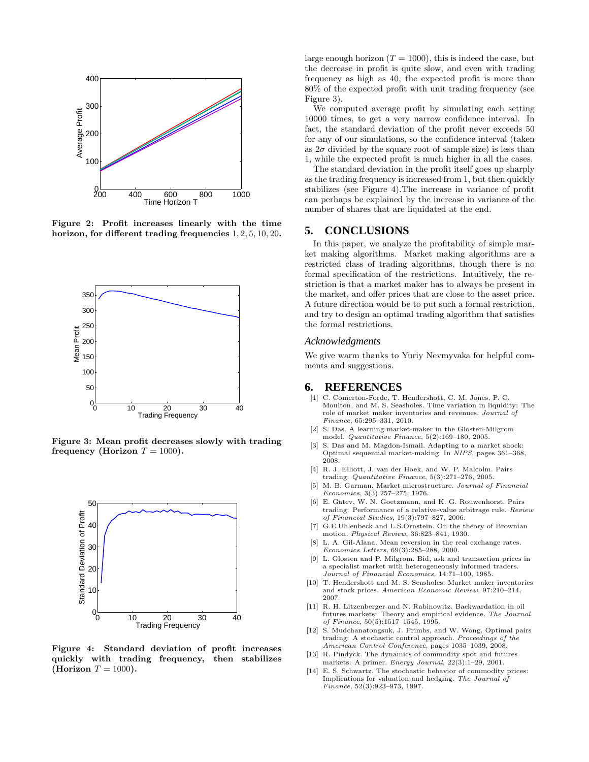400

300

200

100

0

Average Profit

200 400 600 800 1000

Time Horizon T

**Figure 2: Profit increases linearly with the time horizon, for different trading frequencies $1, 2, 5, 10, 20$.**

350

300

250

200

150

100

50

0

Mean Profit

0 10 20 30 40

Trading Frequency

**Figure 3: Mean profit decreases slowly with trading frequency (Horizon $T = 1000$).**

50

40

30

20

10

0

Standard Deviation of Profit

0 10 20 30 40

Trading Frequency

**Figure 4: Standard deviation of profit increases quickly with trading frequency, then stabilizes (Horizon $T = 1000$).**

large enough horizon ($T = 1000$), this is indeed the case, but the decrease in profit is quite slow, and even with trading frequency as high as 40, the expected profit is more than 80% of the expected profit with unit trading frequency (see Figure 3).

We computed average profit by simulating each setting 10000 times, to get a very narrow confidence interval. In fact, the standard deviation of the profit never exceeds 50 for any of our simulations, so the confidence interval (taken as $2\sigma$ divided by the square root of sample size) is less than 1, while the expected profit is much higher in all the cases.

The standard deviation in the profit itself goes up sharply as the trading frequency is increased from 1, but then quickly stabilizes (see Figure 4).The increase in variance of profit can perhaps be explained by the increase in variance of the number of shares that are liquidated at the end.

## 5. CONCLUSIONS

In this paper, we analyze the profitability of simple market making algorithms. Market making algorithms are a restricted class of trading algorithms, though there is no formal specification of the restrictions. Intuitively, the restriction is that a market maker has to always be present in the market, and offer prices that are close to the asset price. A future direction would be to put such a formal restriction, and try to design an optimal trading algorithm that satisfies the formal restrictions.

### *Acknowledgments*

We give warm thanks to Yuriy Nevmyvaka for helpful comments and suggestions.

## 6. REFERENCES

[1] C. Comerton-Forde, T. Hendershott, C. M. Jones, P. C. Moulton, and M. S. Seasholes. Time variation in liquidity: The role of market maker inventories and revenues. *Journal of Finance*, 65:295–331, 2010.

[2] S. Das. A learning market-maker in the Glosten-Milgrom model. *Quantitative Finance*, 5(2):169–180, 2005.

[3] S. Das and M. Magdon-Ismail. Adapting to a market shock: Optimal sequential market-making. In *NIPS*, pages 361–368, 2008.

[4] R. J. Elliott, J. van der Hoek, and W. P. Malcolm. Pairs trading. *Quantitative Finance*, 5(3):271–276, 2005.

[5] M. B. Garman. Market microstructure. *Journal of Financial Economics*, 3(3):257–275, 1976.

[6] E. Gatev, W. N. Goetzmann, and K. G. Rouwenhorst. Pairs trading: Performance of a relative-value arbitrage rule. *Review of Financial Studies*, 19(3):797–827, 2006.

[7] G.E.Uhlenbeck and L.S.Ornstein. On the theory of Brownian motion. *Physical Review*, 36:823–841, 1930.

[8] L. A. Gil-Alana. Mean reversion in the real exchange rates. *Economics Letters*, 69(3):285–288, 2000.

[9] L. Glosten and P. Milgrom. Bid, ask and transaction prices in a specialist market with heterogeneously informed traders. *Journal of Financial Economics*, 14:71–100, 1985.

[10] T. Hendershott and M. S. Seasholes. Market maker inventories and stock prices. *American Economic Review*, 97:210–214, 2007.

[11] R. H. Litzenberger and N. Rabinowitz. Backwardation in oil futures markets: Theory and empirical evidence. *The Journal of Finance*, 50(5):1517–1545, 1995.

[12] S. Mudchanatongsuk, J. Primbs, and W. Wong. Optimal pairs trading: A stochastic control approach. *Proceedings of the American Control Conference*, pages 1035–1039, 2008.

[13] R. Pindyck. The dynamics of commodity spot and futures markets: A primer. *Energy Journal*, 22(3):1–29, 2001.

[14] E. S. Schwartz. The stochastic behavior of commodity prices: Implications for valuation and hedging. *The Journal of Finance*, 52(3):923–973, 1997.